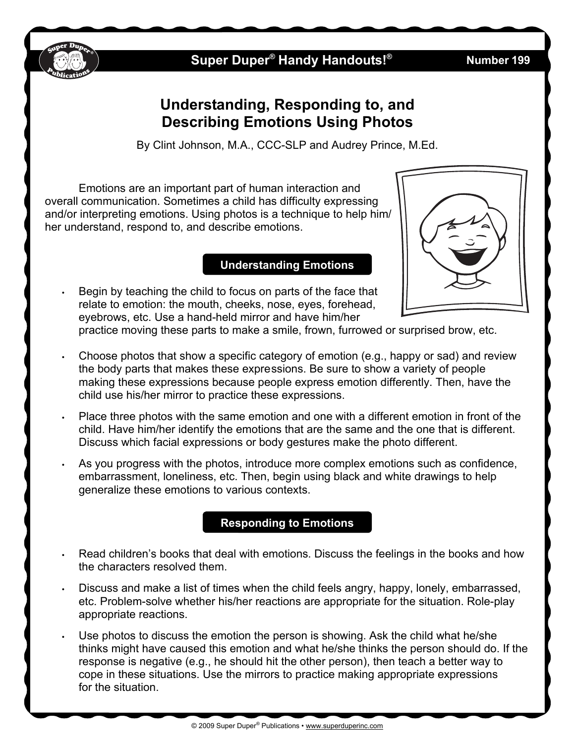# Understanding, Responding to, and Describing Emotions Using Photos

By Clint Johnson, M.A., CCC-SLP and Audrey Prince, M.Ed.

Emotions are an important part of human interaction and overall communication. Sometimes a child has difficulty expressing and/or interpreting emotions. Using photos is a technique to help him/her understand, respond to, and describe emotions.

## Understanding Emotions

- Begin by teaching the child to focus on parts of the face that relate to emotion: the mouth, cheeks, nose, eyes, forehead, eyebrows, etc. Use a hand-held mirror and have him/her practice moving these parts to make a smile, frown, furrowed or surprised brow, etc.
- Choose photos that show a specific category of emotion (e.g., happy or sad) and review the body parts that makes these expressions. Be sure to show a variety of people making these expressions because people express emotion differently. Then, have the child use his/her mirror to practice these expressions.
- Place three photos with the same emotion and one with a different emotion in front of the child. Have him/her identify the emotions that are the same and the one that is different. Discuss which facial expressions or body gestures make the photo different.
- As you progress with the photos, introduce more complex emotions such as confidence, embarrassment, loneliness, etc. Then, begin using black and white drawings to help generalize these emotions to various contexts.

## Responding to Emotions

- Read children's books that deal with emotions. Discuss the feelings in the books and how the characters resolved them.
- Discuss and make a list of times when the child feels angry, happy, lonely, embarrassed, etc. Problem-solve whether his/her reactions are appropriate for the situation. Role-play appropriate reactions.
- Use photos to discuss the emotion the person is showing. Ask the child what he/she thinks might have caused this emotion and what he/she thinks the person should do. If the response is negative (e.g., he should hit the other person), then teach a better way to cope in these situations. Use the mirrors to practice making appropriate expressions for the situation.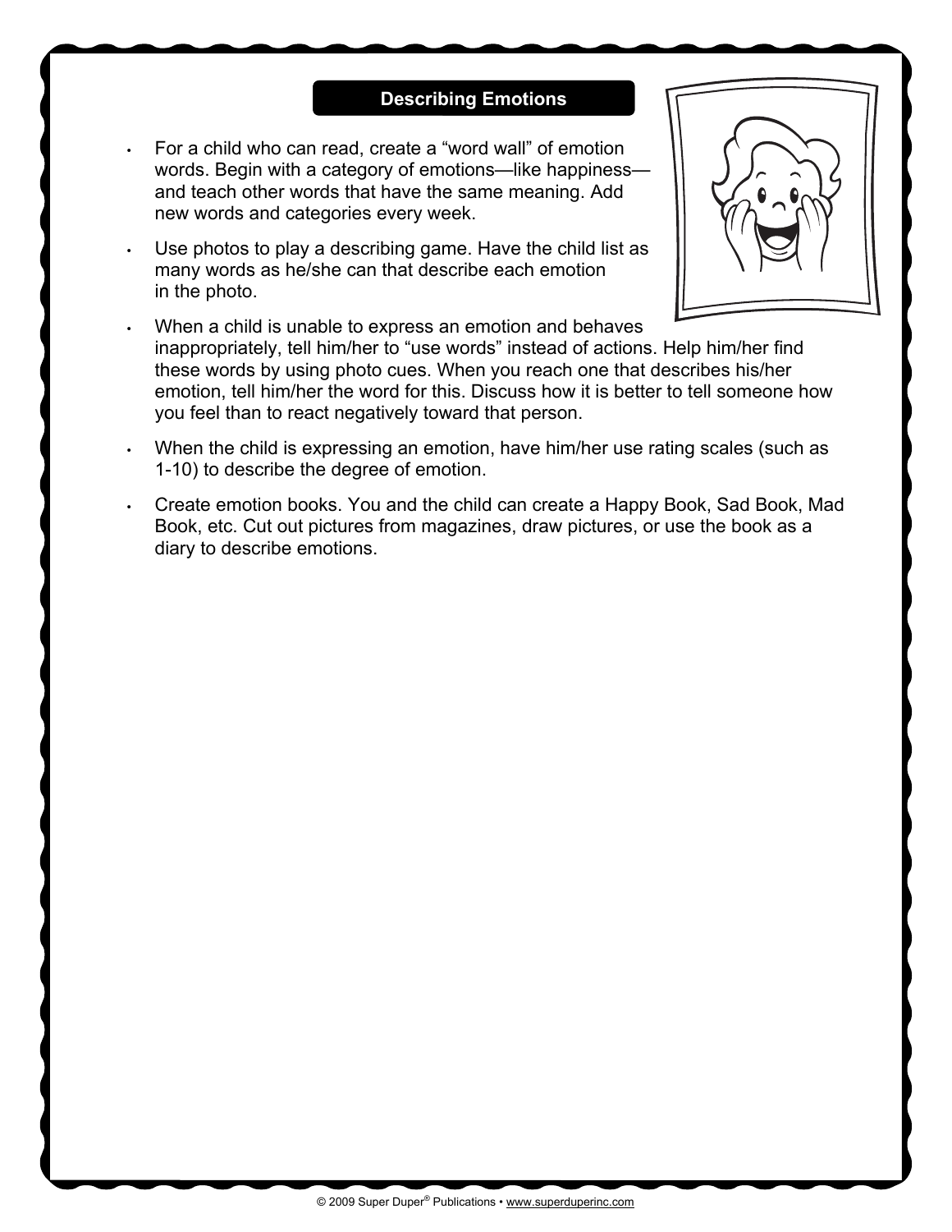## Describing Emotions

- For a child who can read, create a "word wall" of emotion words. Begin with a category of emotions—like happiness—and teach other words that have the same meaning. Add new words and categories every week.
- Use photos to play a describing game. Have the child list as many words as he/she can that describe each emotion in the photo.
- When a child is unable to express an emotion and behaves inappropriately, tell him/her to "use words" instead of actions. Help him/her find these words by using photo cues. When you reach one that describes his/her emotion, tell him/her the word for this. Discuss how it is better to tell someone how you feel than to react negatively toward that person.
- When the child is expressing an emotion, have him/her use rating scales (such as 1-10) to describe the degree of emotion.
- Create emotion books. You and the child can create a Happy Book, Sad Book, Mad Book, etc. Cut out pictures from magazines, draw pictures, or use the book as a diary to describe emotions.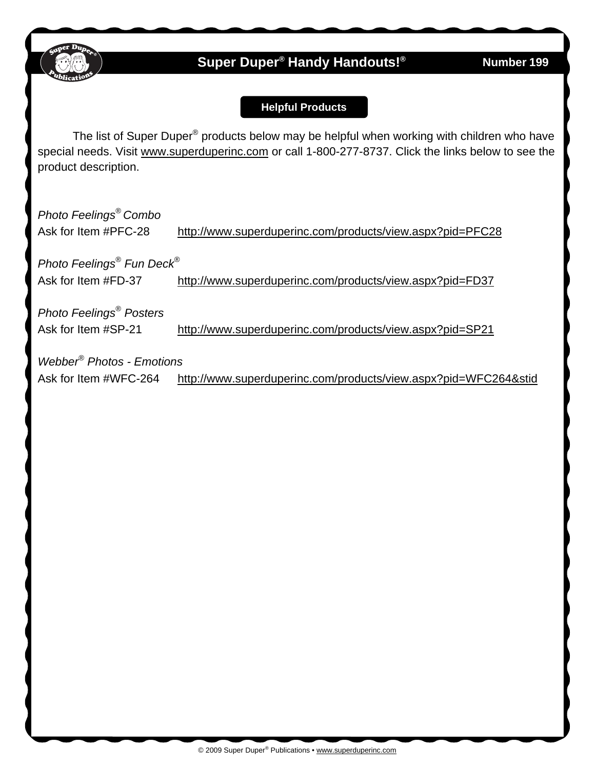## Helpful Products

The list of Super Duper® products below may be helpful when working with children who have special needs. Visit www.superduperinc.com or call 1-800-277-8737. Click the links below to see the product description.

*Photo Feelings® Combo*
Ask for Item #PFC-28 http://www.superduperinc.com/products/view.aspx?pid=PFC28

*Photo Feelings® Fun Deck®*
Ask for Item #FD-37 http://www.superduperinc.com/products/view.aspx?pid=FD37

*Photo Feelings® Posters*
Ask for Item #SP-21 http://www.superduperinc.com/products/view.aspx?pid=SP21

*Webber® Photos - Emotions*
Ask for Item #WFC-264 http://www.superduperinc.com/products/view.aspx?pid=WFC264&stid